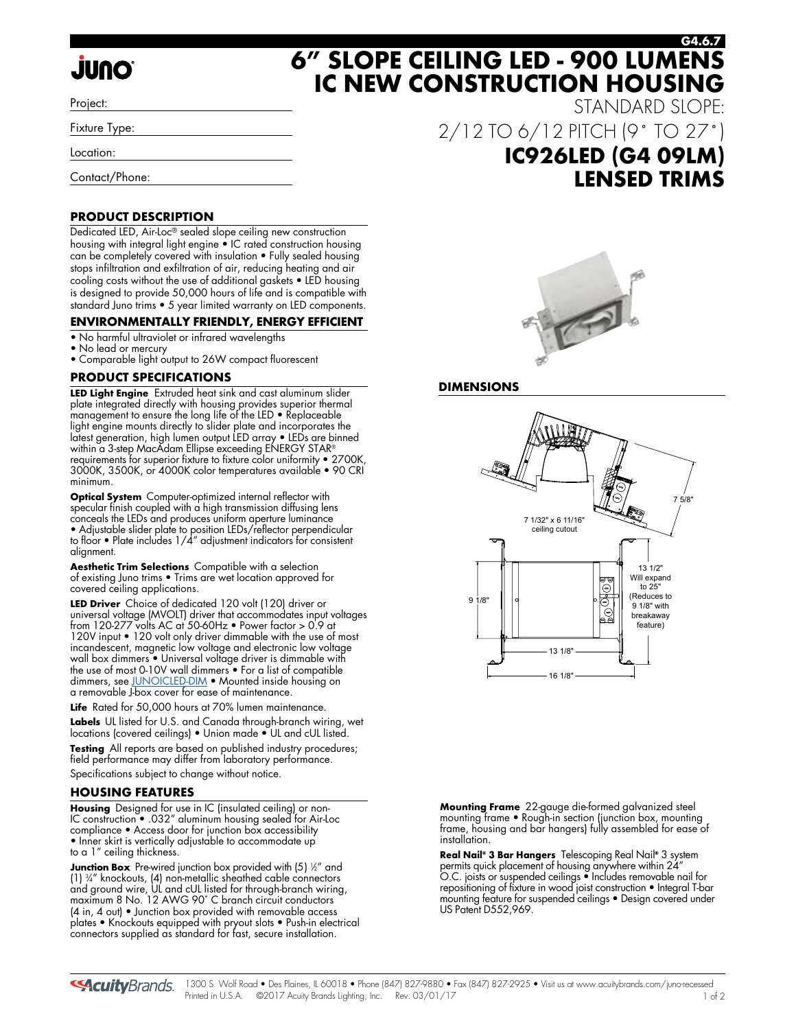G4.6.7

# 6" SLOPE CEILING LED - 900 LUMENS IC NEW CONSTRUCTION HOUSING

STANDARD SLOPE:

2/12 TO 6/12 PITCH (9° TO 27°)

## IC926LED (G4 09LM) LENSED TRIMS

Project:

Fixture Type:

Location:

Contact/Phone:

### PRODUCT DESCRIPTION

Dedicated LED, Air-Loc® sealed slope ceiling new construction housing with integral light engine • IC rated construction housing can be completely covered with insulation • Fully sealed housing stops infiltration and exfiltration of air, reducing heating and air cooling costs without the use of additional gaskets • LED housing is designed to provide 50,000 hours of life and is compatible with standard Juno trims • 5 year limited warranty on LED components.

### ENVIRONMENTALLY FRIENDLY, ENERGY EFFICIENT

- No harmful ultraviolet or infrared wavelengths
- No lead or mercury
- Comparable light output to 26W compact fluorescent

### PRODUCT SPECIFICATIONS

**LED Light Engine** Extruded heat sink and cast aluminum slider plate integrated directly with housing provides superior thermal management to ensure the long life of the LED • Replaceable light engine mounts directly to slider plate and incorporates the latest generation, high lumen output LED array • LEDs are binned within a 3-step MacAdam Ellipse exceeding ENERGY STAR® requirements for superior fixture to fixture color uniformity • 2700K, 3000K, 3500K, or 4000K color temperatures available • 90 CRI minimum.

**Optical System** Computer-optimized internal reflector with specular finish coupled with a high transmission diffusing lens conceals the LEDs and produces uniform aperture luminance • Adjustable slider plate to position LEDs/reflector perpendicular to floor • Plate includes 1/4" adjustment indicators for consistent alignment.

**Aesthetic Trim Selections** Compatible with a selection of existing Juno trims • Trims are wet location approved for covered ceiling applications.

**LED Driver** Choice of dedicated 120 volt (120) driver or universal voltage (MVOLT) driver that accommodates input voltages from 120-277 volts AC at 50-60Hz • Power factor > 0.9 at 120V input • 120 volt only driver dimmable with the use of most incandescent, magnetic low voltage and electronic low voltage wall box dimmers • Universal voltage driver is dimmable with the use of most 0-10V wall dimmers • For a list of compatible dimmers, see JUNOICLED-DIM • Mounted inside housing on a removable J-box cover for ease of maintenance.

**Life** Rated for 50,000 hours at 70% lumen maintenance.

**Labels** UL listed for U.S. and Canada through-branch wiring, wet locations (covered ceilings) • Union made • UL and cUL listed.

**Testing** All reports are based on published industry procedures; field performance may differ from laboratory performance.

Specifications subject to change without notice.

### HOUSING FEATURES

**Housing** Designed for use in IC (insulated ceiling) or non-IC construction • .032" aluminum housing sealed for Air-Loc compliance • Access door for junction box accessibility • Inner skirt is vertically adjustable to accommodate up to a 1" ceiling thickness.

**Junction Box** Pre-wired junction box provided with (5) ½" and (1) ¾" knockouts, (4) non-metallic sheathed cable connectors and ground wire, UL and cUL listed for through-branch wiring, maximum 8 No. 12 AWG 90° C branch circuit conductors (4 in, 4 out) • Junction box provided with removable access plates • Knockouts equipped with pryout slots • Push-in electrical connectors supplied as standard for fast, secure installation.

### DIMENSIONS

7 5/8"

7 1/32" x 6 11/16" ceiling cutout

9 1/8"

13 1/2" Will expand to 25" (Reduces to 9 1/8" with breakaway feature)

13 1/8"

16 1/8"

**Mounting Frame** 22-gauge die-formed galvanized steel mounting frame • Rough-in section (junction box, mounting frame, housing and bar hangers) fully assembled for ease of installation.

**Real Nail® 3 Bar Hangers** Telescoping Real Nail® 3 system permits quick placement of housing anywhere within 24" O.C. joists or suspended ceilings • Includes removable nail for repositioning of fixture in wood joist construction • Integral T-bar mounting feature for suspended ceilings • Design covered under US Patent D552,969.

1300 S. Wolf Road • Des Plaines, IL 60018 • Phone (847) 827-9880 • Fax (847) 827-2925 • Visit us at www.acuitybrands.com/juno-recessed
Printed in U.S.A. ©2017 Acuity Brands Lighting, Inc. Rev. 03/01/17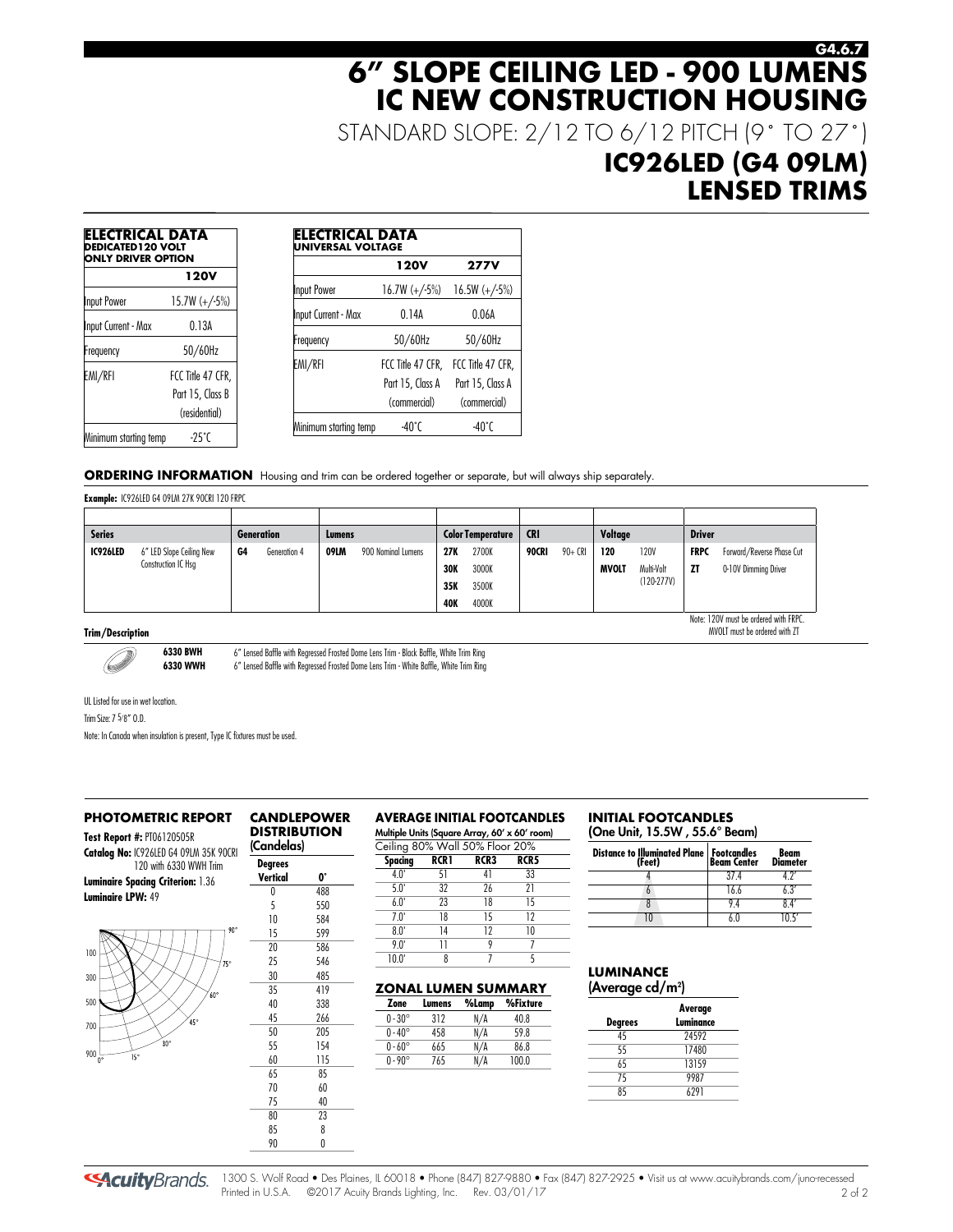G4.6.7

# 6" SLOPE CEILING LED - 900 LUMENS IC NEW CONSTRUCTION HOUSING

STANDARD SLOPE: 2/12 TO 6/12 PITCH (9° TO 27°)

## IC926LED (G4 09LM) LENSED TRIMS

**ELECTRICAL DATA**
**DEDICATED120 VOLT ONLY DRIVER OPTION**

| | 120V |
|---|---|
| Input Power | 15.7W (+/-5%) |
| Input Current - Max | 0.13A |
| Frequency | 50/60Hz |
| EMI/RFI | FCC Title 47 CFR, Part 15, Class B (residential) |
| Minimum starting temp | -25°C |

**ELECTRICAL DATA**
**UNIVERSAL VOLTAGE**

| | 120V | 277V |
|---|---|---|
| Input Power | 16.7W (+/-5%) | 16.5W (+/-5%) |
| Input Current - Max | 0.14A | 0.06A |
| Frequency | 50/60Hz | 50/60Hz |
| EMI/RFI | FCC Title 47 CFR, Part 15, Class A (commercial) | FCC Title 47 CFR, Part 15, Class A (commercial) |
| Minimum starting temp | -40°C | -40°C |

**ORDERING INFORMATION** Housing and trim can be ordered together or separate, but will always ship separately.

**Example:** IC926LED G4 09LM 27K 90CRI 120 FRPC

| Series | | Generation | | Lumens | | Color Temperature | | CRI | | Voltage | | Driver | |
|---|---|---|---|---|---|---|---|---|---|---|---|---|---|
| **IC926LED** | 6" LED Slope Ceiling New Construction IC Hsg | **G4** | Generation 4 | **09LM** | 900 Nominal Lumens | **27K** | 2700K | **90CRI** | 90+ CRI | **120** | 120V | **FRPC** | Forward/Reverse Phase Cut |
| | | | | | | **30K** | 3000K | | | **MVOLT** | Multi-Volt (120-277V) | **ZT** | 0-10V Dimming Driver |
| | | | | | | **35K** | 3500K | | | | | | |
| | | | | | | **40K** | 4000K | | | | | | |

Note: 120V must be ordered with FRPC. MVOLT must be ordered with ZT

**Trim/Description**

**6330 BWH** 6" Lensed Baffle with Regressed Frosted Dome Lens Trim - Black Baffle, White Trim Ring
**6330 WWH** 6" Lensed Baffle with Regressed Frosted Dome Lens Trim - White Baffle, White Trim Ring

UL Listed for use in wet location.

Trim Size: 7 5/8" O.D.

Note: In Canada when insulation is present, Type IC fixtures must be used.

### PHOTOMETRIC REPORT

**Test Report #:** PT06120505R
**Catalog No:** IC926LED G4 09LM 35K 90CRI 120 with 6330 WWH Trim
**Luminaire Spacing Criterion:** 1.36
**Luminaire LPW:** 49

100
300
500
700
900
0°
15°
30°
45°
60°
75°
90°

### CANDLEPOWER DISTRIBUTION (Candelas)

| Degrees Vertical | 0° |
|---|---|
| 0 | 488 |
| 5 | 550 |
| 10 | 584 |
| 15 | 599 |
| 20 | 586 |
| 25 | 546 |
| 30 | 485 |
| 35 | 419 |
| 40 | 338 |
| 45 | 266 |
| 50 | 205 |
| 55 | 154 |
| 60 | 115 |
| 65 | 85 |
| 70 | 60 |
| 75 | 40 |
| 80 | 23 |
| 85 | 8 |
| 90 | 0 |

### AVERAGE INITIAL FOOTCANDLES

Multiple Units (Square Array, 60' x 60' room)
Ceiling 80% Wall 50% Floor 20%

| Spacing | RCR1 | RCR3 | RCR5 |
|---|---|---|---|
| 4.0' | 51 | 41 | 33 |
| 5.0' | 32 | 26 | 21 |
| 6.0' | 23 | 18 | 15 |
| 7.0' | 18 | 15 | 12 |
| 8.0' | 14 | 12 | 10 |
| 9.0' | 11 | 9 | 7 |
| 10.0' | 8 | 7 | 5 |

### ZONAL LUMEN SUMMARY

| Zone | Lumens | %Lamp | %Fixture |
|---|---|---|---|
| 0 - 30° | 312 | N/A | 40.8 |
| 0 - 40° | 458 | N/A | 59.8 |
| 0 - 60° | 665 | N/A | 86.8 |
| 0 - 90° | 765 | N/A | 100.0 |

### INITIAL FOOTCANDLES

(One Unit, 15.5W , 55.6° Beam)

| Distance to Illuminated Plane (Feet) | Footcandles Beam Center | Beam Diameter |
|---|---|---|
| 4 | 37.4 | 4.2' |
| 6 | 16.6 | 6.3' |
| 8 | 9.4 | 8.4' |
| 10 | 6.0 | 10.5' |

### LUMINANCE

(Average cd/m²)

| Degrees | Average Luminance |
|---|---|
| 45 | 24592 |
| 55 | 17480 |
| 65 | 13159 |
| 75 | 9987 |
| 85 | 6291 |

AcuityBrands. 1300 S. Wolf Road • Des Plaines, IL 60018 • Phone (847) 827-9880 • Fax (847) 827-2925 • Visit us at www.acuitybrands.com/juno-recessed
Printed in U.S.A. ©2017 Acuity Brands Lighting, Inc. Rev. 03/01/17